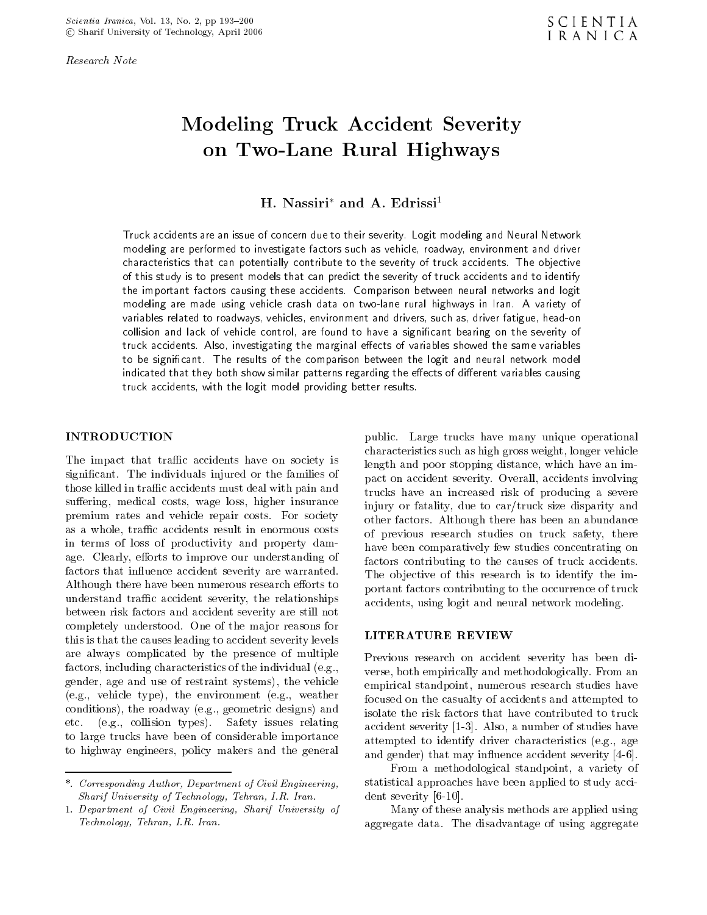*Research Note*

# Modeling Truck Accident Severity on Two-Lane Rural Highways

**H. Nassiri*** **and A. Edrissi**[1]

Truck accidents are an issue of concern due to their severity. Logit modeling and Neural Network modeling are performed to investigate factors such as vehicle, roadway, environment and driver characteristics that can potentially contribute to the severity of truck accidents. The objective of this study is to present models that can predict the severity of truck accidents and to identify the important factors causing these accidents. Comparison between neural networks and logit modeling are made using vehicle crash data on two-lane rural highways in Iran. A variety of variables related to roadways, vehicles, environment and drivers, such as, driver fatigue, head-on collision and lack of vehicle control, are found to have a significant bearing on the severity of truck accidents. Also, investigating the marginal effects of variables showed the same variables to be significant. The results of the comparison between the logit and neural network model indicated that they both show similar patterns regarding the effects of different variables causing truck accidents, with the logit model providing better results.

## INTRODUCTION

The impact that traffic accidents have on society is significant. The individuals injured or the families of those killed in traffic accidents must deal with pain and suffering, medical costs, wage loss, higher insurance premium rates and vehicle repair costs. For society as a whole, traffic accidents result in enormous costs in terms of loss of productivity and property damage. Clearly, efforts to improve our understanding of factors that influence accident severity are warranted. Although there have been numerous research efforts to understand traffic accident severity, the relationships between risk factors and accident severity are still not completely understood. One of the major reasons for this is that the causes leading to accident severity levels are always complicated by the presence of multiple factors, including characteristics of the individual (e.g., gender, age and use of restraint systems), the vehicle (e.g., vehicle type), the environment (e.g., weather conditions), the roadway (e.g., geometric designs) and etc. (e.g., collision types). Safety issues relating to large trucks have been of considerable importance to highway engineers, policy makers and the general public. Large trucks have many unique operational characteristics such as high gross weight, longer vehicle length and poor stopping distance, which have an impact on accident severity. Overall, accidents involving trucks have an increased risk of producing a severe injury or fatality, due to car/truck size disparity and other factors. Although there has been an abundance of previous research studies on truck safety, there have been comparatively few studies concentrating on factors contributing to the causes of truck accidents. The objective of this research is to identify the important factors contributing to the occurrence of truck accidents, using logit and neural network modeling.

## LITERATURE REVIEW

Previous research on accident severity has been diverse, both empirically and methodologically. From an empirical standpoint, numerous research studies have focused on the casualty of accidents and attempted to isolate the risk factors that have contributed to truck accident severity [1-3]. Also, a number of studies have attempted to identify driver characteristics (e.g., age and gender) that may influence accident severity [4-6].

From a methodological standpoint, a variety of statistical approaches have been applied to study accident severity [6-10].

Many of these analysis methods are applied using aggregate data. The disadvantage of using aggregate

---

*. *Corresponding Author, Department of Civil Engineering, Sharif University of Technology, Tehran, I.R. Iran.*

1. *Department of Civil Engineering, Sharif University of Technology, Tehran, I.R. Iran.*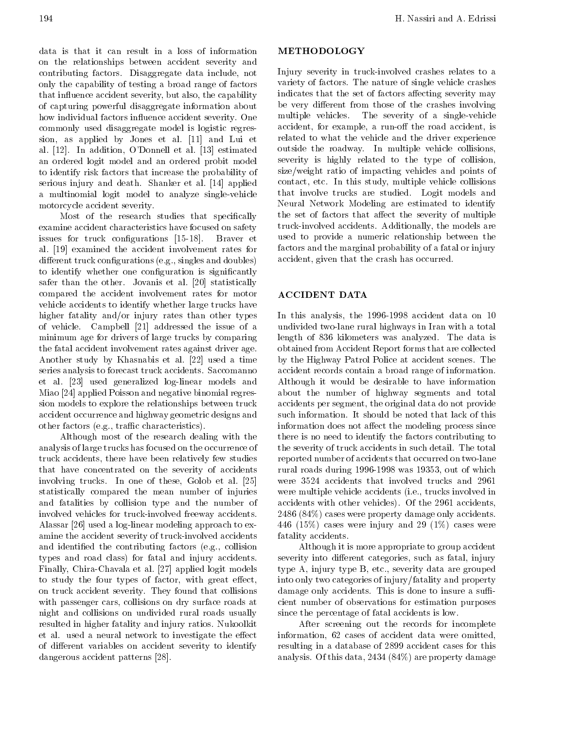data is that it can result in a loss of information on the relationships between accident severity and contributing factors. Disaggregate data include, not only the capability of testing a broad range of factors that influence accident severity, but also, the capability of capturing powerful disaggregate information about how individual factors influence accident severity. One commonly used disaggregate model is logistic regression, as applied by Jones et al. [11] and Lui et al. [12]. In addition, O'Donnell et al. [13] estimated an ordered logit model and an ordered probit model to identify risk factors that increase the probability of serious injury and death. Shanker et al. [14] applied a multinomial logit model to analyze single-vehicle motorcycle accident severity.

Most of the research studies that specifically examine accident characteristics have focused on safety issues for truck configurations [15-18]. Braver et al. [19] examined the accident involvement rates for different truck configurations (e.g., singles and doubles) to identify whether one configuration is significantly safer than the other. Jovanis et al. [20] statistically compared the accident involvement rates for motor vehicle accidents to identify whether large trucks have higher fatality and/or injury rates than other types of vehicle. Campbell [21] addressed the issue of a minimum age for drivers of large trucks by comparing the fatal accident involvement rates against driver age. Another study by Khasnabis et al. [22] used a time series analysis to forecast truck accidents. Saccomanno et al. [23] used generalized log-linear models and Miao [24] applied Poisson and negative binomial regression models to explore the relationships between truck accident occurrence and highway geometric designs and other factors (e.g., traffic characteristics).

Although most of the research dealing with the analysis of large trucks has focused on the occurrence of truck accidents, there have been relatively few studies that have concentrated on the severity of accidents involving trucks. In one of these, Golob et al. [25] statistically compared the mean number of injuries and fatalities by collision type and the number of involved vehicles for truck-involved freeway accidents. Alassar [26] used a log-linear modeling approach to examine the accident severity of truck-involved accidents and identified the contributing factors (e.g., collision types and road class) for fatal and injury accidents. Finally, Chira-Chavala et al. [27] applied logit models to study the four types of factor, with great effect, on truck accident severity. They found that collisions with passenger cars, collisions on dry surface roads at night and collisions on undivided rural roads usually resulted in higher fatality and injury ratios. Nukoolkit et al. used a neural network to investigate the effect of different variables on accident severity to identify dangerous accident patterns [28].

## METHODOLOGY

Injury severity in truck-involved crashes relates to a variety of factors. The nature of single vehicle crashes indicates that the set of factors affecting severity may be very different from those of the crashes involving multiple vehicles. The severity of a single-vehicle accident, for example, a run-off the road accident, is related to what the vehicle and the driver experience outside the roadway. In multiple vehicle collisions, severity is highly related to the type of collision, size/weight ratio of impacting vehicles and points of contact, etc. In this study, multiple vehicle collisions that involve trucks are studied. Logit models and Neural Network Modeling are estimated to identify the set of factors that affect the severity of multiple truck-involved accidents. Additionally, the models are used to provide a numeric relationship between the factors and the marginal probability of a fatal or injury accident, given that the crash has occurred.

## ACCIDENT DATA

In this analysis, the 1996-1998 accident data on 10 undivided two-lane rural highways in Iran with a total length of 836 kilometers was analyzed. The data is obtained from Accident Report forms that are collected by the Highway Patrol Police at accident scenes. The accident records contain a broad range of information. Although it would be desirable to have information about the number of highway segments and total accidents per segment, the original data do not provide such information. It should be noted that lack of this information does not affect the modeling process since there is no need to identify the factors contributing to the severity of truck accidents in such detail. The total reported number of accidents that occurred on two-lane rural roads during 1996-1998 was 19353, out of which were 3524 accidents that involved trucks and 2961 were multiple vehicle accidents (i.e., trucks involved in accidents with other vehicles). Of the 2961 accidents, 2486 (84%) cases were property damage only accidents. 446 (15%) cases were injury and 29 (1%) cases were fatality accidents.

Although it is more appropriate to group accident severity into different categories, such as fatal, injury type A, injury type B, etc., severity data are grouped into only two categories of injury/fatality and property damage only accidents. This is done to insure a sufficient number of observations for estimation purposes since the percentage of fatal accidents is low.

After screening out the records for incomplete information, 62 cases of accident data were omitted, resulting in a database of 2899 accident cases for this analysis. Of this data, 2434 (84%) are property damage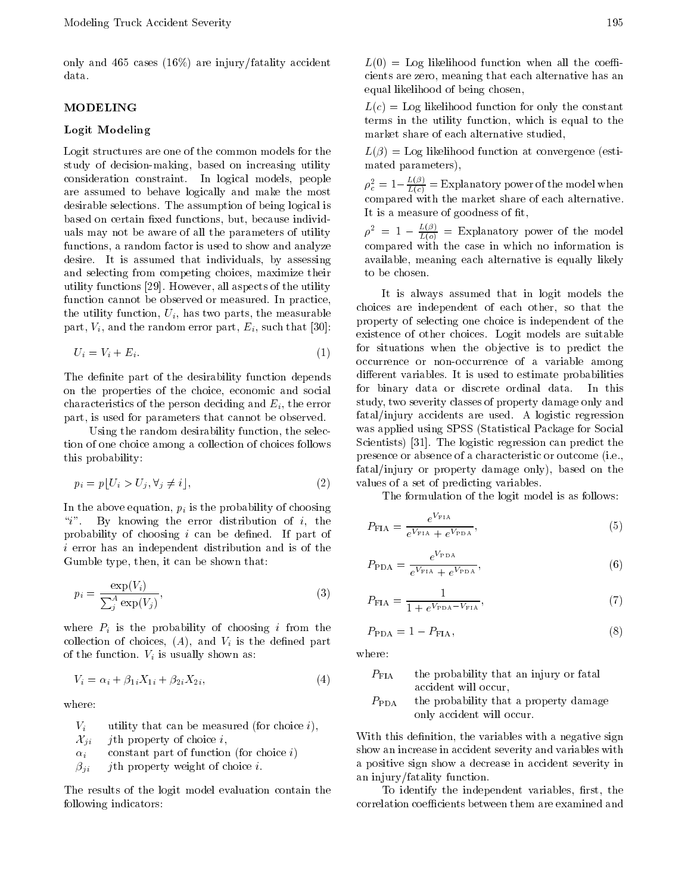only and 465 cases (16%) are injury/fatality accident data.

## MODELING

### Logit Modeling

Logit structures are one of the common models for the study of decision-making, based on increasing utility consideration constraint. In logical models, people are assumed to behave logically and make the most desirable selections. The assumption of being logical is based on certain fixed functions, but, because individuals may not be aware of all the parameters of utility functions, a random factor is used to show and analyze desire. It is assumed that individuals, by assessing and selecting from competing choices, maximize their utility functions [29]. However, all aspects of the utility function cannot be observed or measured. In practice, the utility function, $U_i$, has two parts, the measurable part, $V_i$, and the random error part, $E_i$, such that [30]:

$$U_i = V_i + E_i. \tag{1}$$

The definite part of the desirability function depends on the properties of the choice, economic and social characteristics of the person deciding and $E_i$, the error part, is used for parameters that cannot be observed.

Using the random desirability function, the selection of one choice among a collection of choices follows this probability:

$$p_i = p\lfloor U_i > U_j, \forall_j \neq i \rfloor, \tag{2}$$

In the above equation, $p_i$ is the probability of choosing "$i$". By knowing the error distribution of $i$, the probability of choosing $i$ can be defined. If part of $i$ error has an independent distribution and is of the Gumble type, then, it can be shown that:

$$p_i = \frac{\exp(V_i)}{\sum_j^A \exp(V_j)}, \tag{3}$$

where $P_i$ is the probability of choosing $i$ from the collection of choices, $(A)$, and $V_i$ is the defined part of the function. $V_i$ is usually shown as:

$$V_i = \alpha_i + \beta_{1i} X_{1i} + \beta_{2i} X_{2i}, \tag{4}$$

where:

- $V_i$ utility that can be measured (for choice $i$),
- $\mathcal{X}_{ji}$ $j$th property of choice $i$,
- $\alpha_i$ constant part of function (for choice $i$)
- $\beta_{ji}$ $j$th property weight of choice $i$.

The results of the logit model evaluation contain the following indicators:

$L(0)$ = Log likelihood function when all the coefficients are zero, meaning that each alternative has an equal likelihood of being chosen,

$L(c)$ = Log likelihood function for only the constant terms in the utility function, which is equal to the market share of each alternative studied,

$L(\beta)$ = Log likelihood function at convergence (estimated parameters),

$\rho_c^2 = 1 - \frac{L(\beta)}{L(c)}$ = Explanatory power of the model when compared with the market share of each alternative. It is a measure of goodness of fit,

$\rho^2 = 1 - \frac{L(\beta)}{L(o)}$ = Explanatory power of the model compared with the case in which no information is available, meaning each alternative is equally likely to be chosen.

It is always assumed that in logit models the choices are independent of each other, so that the property of selecting one choice is independent of the existence of other choices. Logit models are suitable for situations when the objective is to predict the occurrence or non-occurrence of a variable among different variables. It is used to estimate probabilities for binary data or discrete ordinal data. In this study, two severity classes of property damage only and fatal/injury accidents are used. A logistic regression was applied using SPSS (Statistical Package for Social Scientists) [31]. The logistic regression can predict the presence or absence of a characteristic or outcome (i.e., fatal/injury or property damage only), based on the values of a set of predicting variables.

The formulation of the logit model is as follows:

$$P_{\text{FIA}} = \frac{e^{V_{\text{FIA}}}}{e^{V_{\text{FIA}}} + e^{V_{\text{PDA}}}}, \tag{5}$$

$$P_{\text{PDA}} = \frac{e^{V_{\text{PDA}}}}{e^{V_{\text{FIA}}} + e^{V_{\text{PDA}}}}, \tag{6}$$

$$P_{\text{FIA}} = \frac{1}{1 + e^{V_{\text{PDA}} - V_{\text{FIA}}}}, \tag{7}$$

$$P_{\text{PDA}} = 1 - P_{\text{FIA}}, \tag{8}$$

where:

- $P_{\text{FIA}}$ the probability that an injury or fatal accident will occur,
- $P_{\text{PDA}}$ the probability that a property damage only accident will occur.

With this definition, the variables with a negative sign show an increase in accident severity and variables with a positive sign show a decrease in accident severity in an injury/fatality function.

To identify the independent variables, first, the correlation coefficients between them are examined and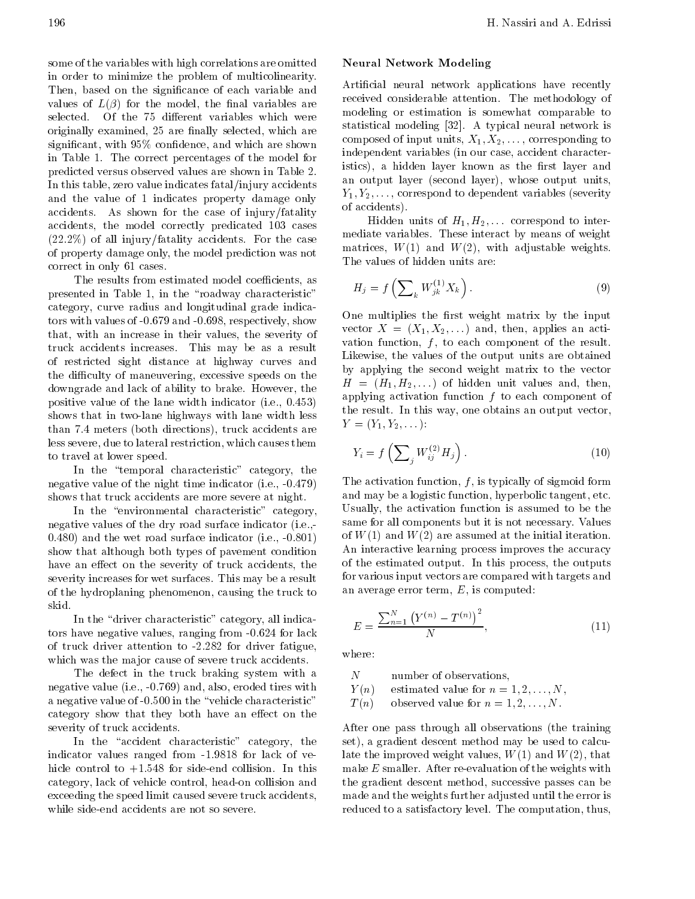some of the variables with high correlations are omitted in order to minimize the problem of multicolinearity. Then, based on the significance of each variable and values of $L(\beta)$ for the model, the final variables are selected. Of the 75 different variables which were originally examined, 25 are finally selected, which are significant, with 95% confidence, and which are shown in Table 1. The correct percentages of the model for predicted versus observed values are shown in Table 2. In this table, zero value indicates fatal/injury accidents and the value of 1 indicates property damage only accidents. As shown for the case of injury/fatality accidents, the model correctly predicated 103 cases (22.2%) of all injury/fatality accidents. For the case of property damage only, the model prediction was not correct in only 61 cases.

The results from estimated model coefficients, as presented in Table 1, in the "roadway characteristic" category, curve radius and longitudinal grade indicators with values of -0.679 and -0.698, respectively, show that, with an increase in their values, the severity of truck accidents increases. This may be as a result of restricted sight distance at highway curves and the difficulty of maneuvering, excessive speeds on the downgrade and lack of ability to brake. However, the positive value of the lane width indicator (i.e., 0.453) shows that in two-lane highways with lane width less than 7.4 meters (both directions), truck accidents are less severe, due to lateral restriction, which causes them to travel at lower speed.

In the "temporal characteristic" category, the negative value of the night time indicator (i.e., -0.479) shows that truck accidents are more severe at night.

In the "environmental characteristic" category, negative values of the dry road surface indicator (i.e.,-0.480) and the wet road surface indicator (i.e., -0.801) show that although both types of pavement condition have an effect on the severity of truck accidents, the severity increases for wet surfaces. This may be a result of the hydroplaning phenomenon, causing the truck to skid.

In the "driver characteristic" category, all indicators have negative values, ranging from -0.624 for lack of truck driver attention to -2.282 for driver fatigue, which was the major cause of severe truck accidents.

The defect in the truck braking system with a negative value (i.e., -0.769) and, also, eroded tires with a negative value of -0.500 in the "vehicle characteristic" category show that they both have an effect on the severity of truck accidents.

In the "accident characteristic" category, the indicator values ranged from -1.9818 for lack of vehicle control to +1.548 for side-end collision. In this category, lack of vehicle control, head-on collision and exceeding the speed limit caused severe truck accidents, while side-end accidents are not so severe.

## Neural Network Modeling

Artificial neural network applications have recently received considerable attention. The methodology of modeling or estimation is somewhat comparable to statistical modeling [32]. A typical neural network is composed of input units, $X_1, X_2, \ldots$, corresponding to independent variables (in our case, accident characteristics), a hidden layer known as the first layer and an output layer (second layer), whose output units, $Y_1, Y_2, \ldots$, correspond to dependent variables (severity of accidents).

Hidden units of $H_1, H_2, \ldots$ correspond to intermediate variables. These interact by means of weight matrices, $W(1)$ and $W(2)$, with adjustable weights. The values of hidden units are:

$$H_j = f\left(\sum\nolimits_k W_{jk}^{(1)} X_k\right). \tag{9}$$

One multiplies the first weight matrix by the input vector $X = (X_1, X_2, \ldots)$ and, then, applies an activation function, $f$, to each component of the result. Likewise, the values of the output units are obtained by applying the second weight matrix to the vector $H = (H_1, H_2, \ldots)$ of hidden unit values and, then, applying activation function $f$ to each component of the result. In this way, one obtains an output vector, $Y = (Y_1, Y_2, \ldots)$:

$$Y_i = f\left(\sum\nolimits_j W_{ij}^{(2)} H_j\right). \tag{10}$$

The activation function, $f$, is typically of sigmoid form and may be a logistic function, hyperbolic tangent, etc. Usually, the activation function is assumed to be the same for all components but it is not necessary. Values of $W(1)$ and $W(2)$ are assumed at the initial iteration. An interactive learning process improves the accuracy of the estimated output. In this process, the outputs for various input vectors are compared with targets and an average error term, $E$, is computed:

$$E = \frac{\sum_{n=1}^{N} \left(Y^{(n)} - T^{(n)}\right)^2}{N}, \tag{11}$$

where:

| | |
|---|---|
| $N$ | number of observations, |
| $Y(n)$ | estimated value for $n = 1, 2, \ldots, N$, |
| $T(n)$ | observed value for $n = 1, 2, \ldots, N$. |

After one pass through all observations (the training set), a gradient descent method may be used to calculate the improved weight values, $W(1)$ and $W(2)$, that make $E$ smaller. After re-evaluation of the weights with the gradient descent method, successive passes can be made and the weights further adjusted until the error is reduced to a satisfactory level. The computation, thus,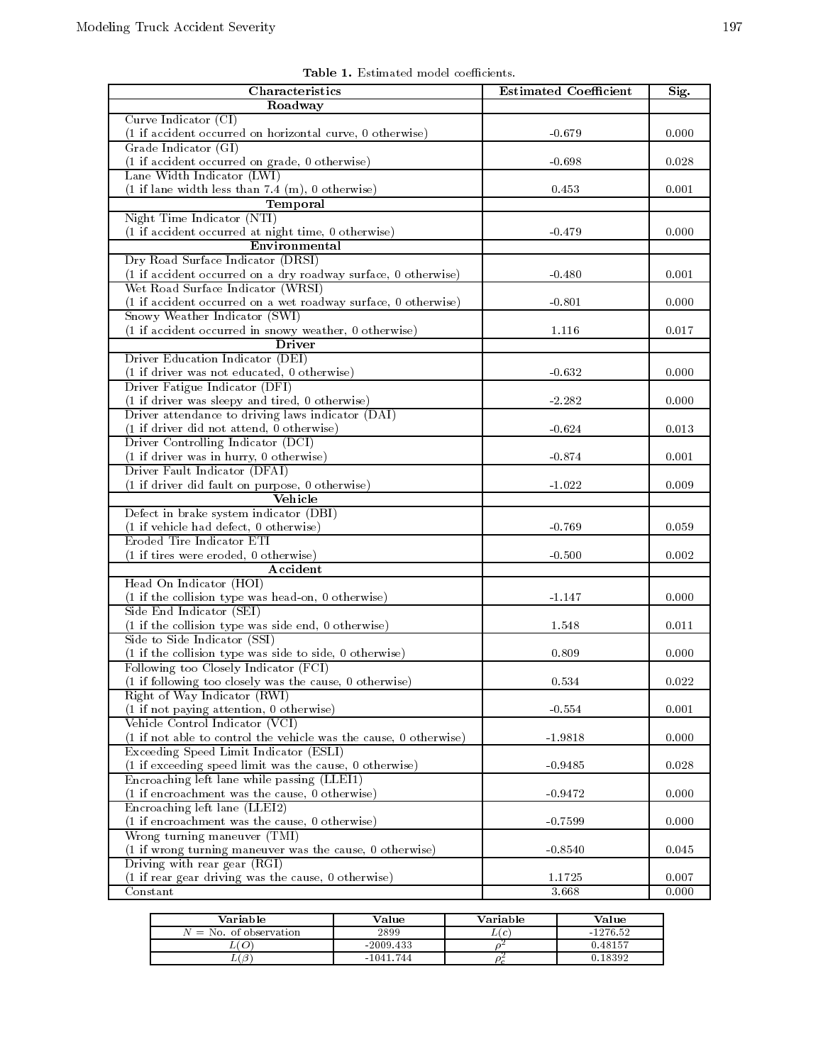**Table 1.** Estimated model coefficients.

| Characteristics | Estimated Coefficient | Sig. |
|---|---|---|
| **Roadway** | | |
| Curve Indicator (CI) (1 if accident occurred on horizontal curve, 0 otherwise) | -0.679 | 0.000 |
| Grade Indicator (GI) (1 if accident occurred on grade, 0 otherwise) | -0.698 | 0.028 |
| Lane Width Indicator (LWI) (1 if lane width less than 7.4 (m), 0 otherwise) | 0.453 | 0.001 |
| **Temporal** | | |
| Night Time Indicator (NTI) (1 if accident occurred at night time, 0 otherwise) | -0.479 | 0.000 |
| **Environmental** | | |
| Dry Road Surface Indicator (DRSI) (1 if accident occurred on a dry roadway surface, 0 otherwise) | -0.480 | 0.001 |
| Wet Road Surface Indicator (WRSI) (1 if accident occurred on a wet roadway surface, 0 otherwise) | -0.801 | 0.000 |
| Snowy Weather Indicator (SWI) (1 if accident occurred in snowy weather, 0 otherwise) | 1.116 | 0.017 |
| **Driver** | | |
| Driver Education Indicator (DEI) (1 if driver was not educated, 0 otherwise) | -0.632 | 0.000 |
| Driver Fatigue Indicator (DFI) (1 if driver was sleepy and tired, 0 otherwise) | -2.282 | 0.000 |
| Driver attendance to driving laws indicator (DAI) (1 if driver did not attend, 0 otherwise) | -0.624 | 0.013 |
| Driver Controlling Indicator (DCI) (1 if driver was in hurry, 0 otherwise) | -0.874 | 0.001 |
| Driver Fault Indicator (DFAI) (1 if driver did fault on purpose, 0 otherwise) | -1.022 | 0.009 |
| **Vehicle** | | |
| Defect in brake system indicator (DBI) (1 if vehicle had defect, 0 otherwise) | -0.769 | 0.059 |
| Eroded Tire Indicator ETI (1 if tires were eroded, 0 otherwise) | -0.500 | 0.002 |
| **Accident** | | |
| Head On Indicator (HOI) (1 if the collision type was head-on, 0 otherwise) | -1.147 | 0.000 |
| Side End Indicator (SEI) (1 if the collision type was side end, 0 otherwise) | 1.548 | 0.011 |
| Side to Side Indicator (SSI) (1 if the collision type was side to side, 0 otherwise) | 0.809 | 0.000 |
| Following too Closely Indicator (FCI) (1 if following too closely was the cause, 0 otherwise) | 0.534 | 0.022 |
| Right of Way Indicator (RWI) (1 if not paying attention, 0 otherwise) | -0.554 | 0.001 |
| Vehicle Control Indicator (VCI) (1 if not able to control the vehicle was the cause, 0 otherwise) | -1.9818 | 0.000 |
| Exceeding Speed Limit Indicator (ESLI) (1 if exceeding speed limit was the cause, 0 otherwise) | -0.9485 | 0.028 |
| Encroaching left lane while passing (LLEI1) (1 if encroachment was the cause, 0 otherwise) | -0.9472 | 0.000 |
| Encroaching left lane (LLEI2) (1 if encroachment was the cause, 0 otherwise) | -0.7599 | 0.000 |
| Wrong turning maneuver (TMI) (1 if wrong turning maneuver was the cause, 0 otherwise) | -0.8540 | 0.045 |
| Driving with rear gear (RGI) (1 if rear gear driving was the cause, 0 otherwise) | 1.1725 | 0.007 |
| Constant | 3.668 | 0.000 |

| Variable | Value | Variable | Value |
|---|---|---|---|
| $N$ = No. of observation | 2899 | $L(c)$ | -1276.52 |
| $L(O)$ | -2009.433 | $\rho^2$ | 0.48157 |
| $L(\beta)$ | -1041.744 | $\rho_c^2$ | 0.18392 |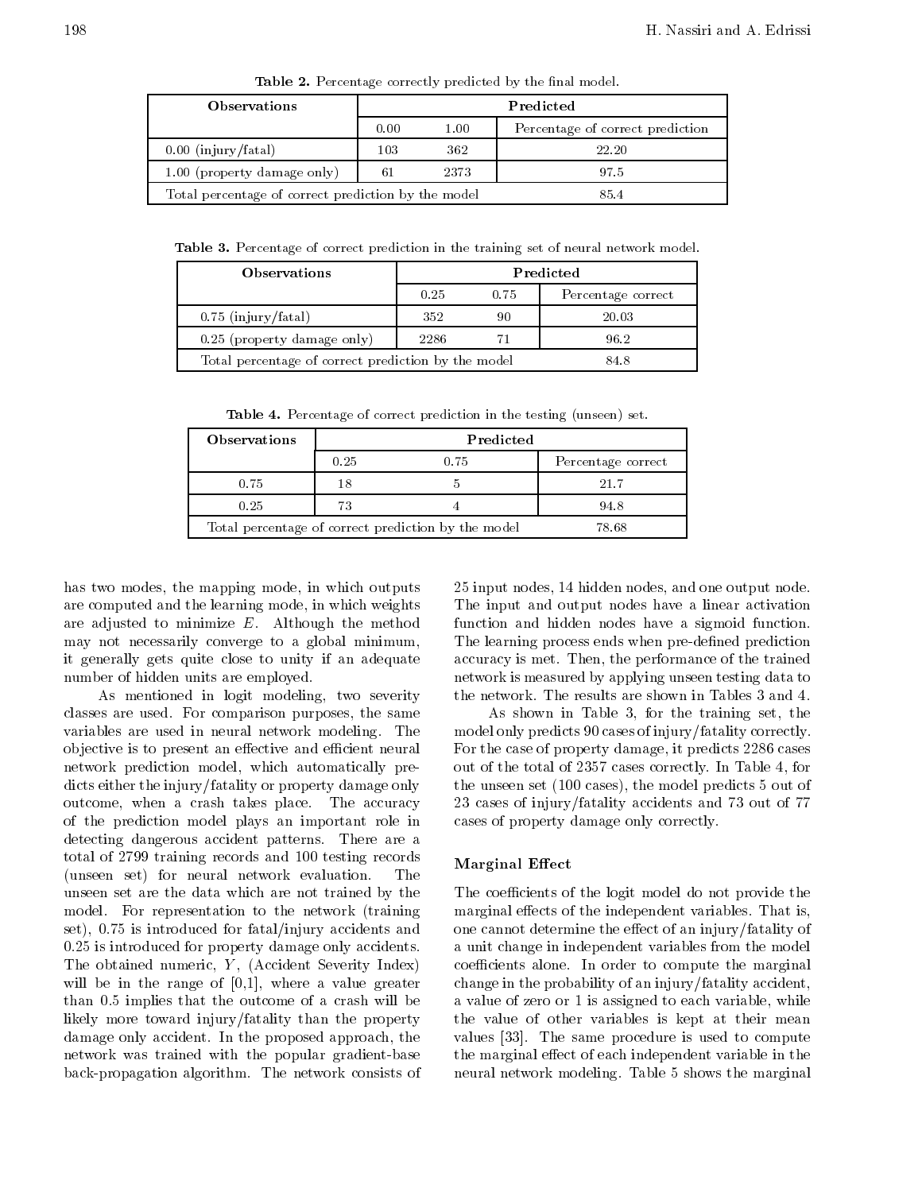Table 2. Percentage correctly predicted by the final model.

| Observations | Predicted | | |
|---|---|---|---|
| | 0.00 | 1.00 | Percentage of correct prediction |
| 0.00 (injury/fatal) | 103 | 362 | 22.20 |
| 1.00 (property damage only) | 61 | 2373 | 97.5 |
| Total percentage of correct prediction by the model | | | 85.4 |

Table 3. Percentage of correct prediction in the training set of neural network model.

| Observations | Predicted | | |
|---|---|---|---|
| | 0.25 | 0.75 | Percentage correct |
| 0.75 (injury/fatal) | 352 | 90 | 20.03 |
| 0.25 (property damage only) | 2286 | 71 | 96.2 |
| Total percentage of correct prediction by the model | | | 84.8 |

Table 4. Percentage of correct prediction in the testing (unseen) set.

| Observations | Predicted | | |
|---|---|---|---|
| | 0.25 | 0.75 | Percentage correct |
| 0.75 | 18 | 5 | 21.7 |
| 0.25 | 73 | 4 | 94.8 |
| Total percentage of correct prediction by the model | | | 78.68 |

has two modes, the mapping mode, in which outputs are computed and the learning mode, in which weights are adjusted to minimize $E$. Although the method may not necessarily converge to a global minimum, it generally gets quite close to unity if an adequate number of hidden units are employed.

As mentioned in logit modeling, two severity classes are used. For comparison purposes, the same variables are used in neural network modeling. The objective is to present an effective and efficient neural network prediction model, which automatically predicts either the injury/fatality or property damage only outcome, when a crash takes place. The accuracy of the prediction model plays an important role in detecting dangerous accident patterns. There are a total of 2799 training records and 100 testing records (unseen set) for neural network evaluation. The unseen set are the data which are not trained by the model. For representation to the network (training set), 0.75 is introduced for fatal/injury accidents and 0.25 is introduced for property damage only accidents. The obtained numeric, $Y$, (Accident Severity Index) will be in the range of [0,1], where a value greater than 0.5 implies that the outcome of a crash will be likely more toward injury/fatality than the property damage only accident. In the proposed approach, the network was trained with the popular gradient-base back-propagation algorithm. The network consists of 25 input nodes, 14 hidden nodes, and one output node. The input and output nodes have a linear activation function and hidden nodes have a sigmoid function. The learning process ends when pre-defined prediction accuracy is met. Then, the performance of the trained network is measured by applying unseen testing data to the network. The results are shown in Tables 3 and 4.

As shown in Table 3, for the training set, the model only predicts 90 cases of injury/fatality correctly. For the case of property damage, it predicts 2286 cases out of the total of 2357 cases correctly. In Table 4, for the unseen set (100 cases), the model predicts 5 out of 23 cases of injury/fatality accidents and 73 out of 77 cases of property damage only correctly.

## Marginal Effect

The coefficients of the logit model do not provide the marginal effects of the independent variables. That is, one cannot determine the effect of an injury/fatality of a unit change in independent variables from the model coefficients alone. In order to compute the marginal change in the probability of an injury/fatality accident, a value of zero or 1 is assigned to each variable, while the value of other variables is kept at their mean values [33]. The same procedure is used to compute the marginal effect of each independent variable in the neural network modeling. Table 5 shows the marginal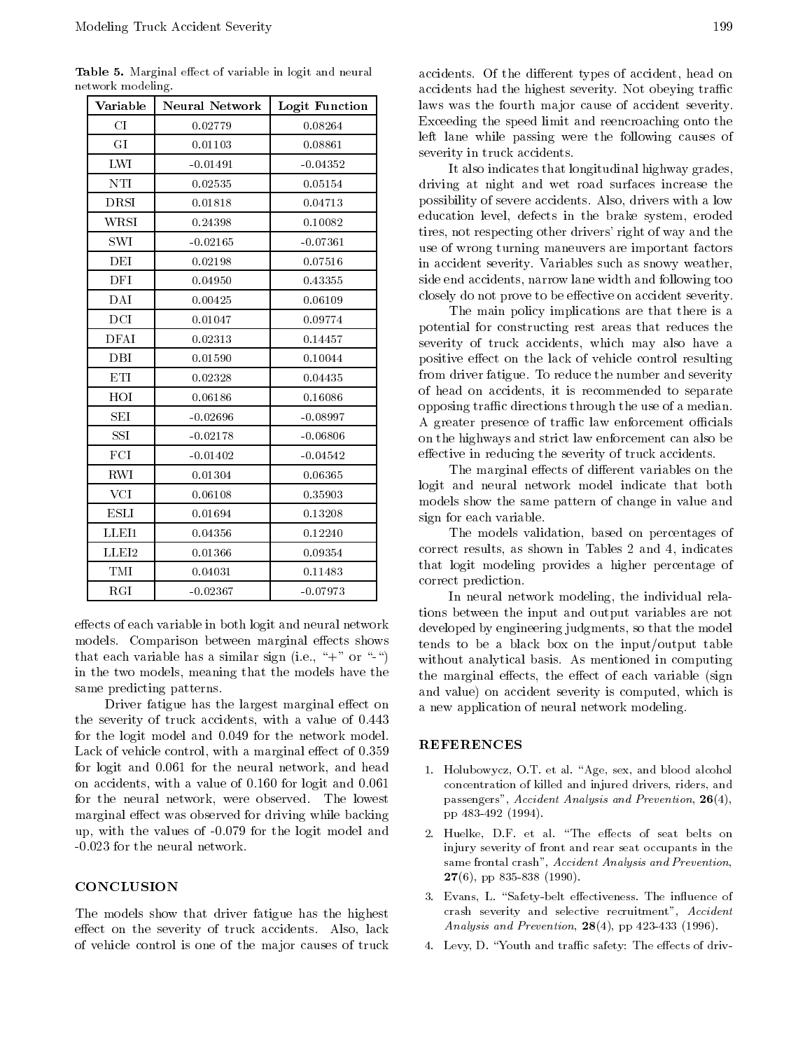**Table 5.** Marginal effect of variable in logit and neural network modeling.

| Variable | Neural Network | Logit Function |
|---|---|---|
| CI | 0.02779 | 0.08264 |
| GI | 0.01103 | 0.08861 |
| LWI | -0.01491 | -0.04352 |
| NTI | 0.02535 | 0.05154 |
| DRSI | 0.01818 | 0.04713 |
| WRSI | 0.24398 | 0.10082 |
| SWI | -0.02165 | -0.07361 |
| DEI | 0.02198 | 0.07516 |
| DFI | 0.04950 | 0.43355 |
| DAI | 0.00425 | 0.06109 |
| DCI | 0.01047 | 0.09774 |
| DFAI | 0.02313 | 0.14457 |
| DBI | 0.01590 | 0.10044 |
| ETI | 0.02328 | 0.04435 |
| HOI | 0.06186 | 0.16086 |
| SEI | -0.02696 | -0.08997 |
| SSI | -0.02178 | -0.06806 |
| FCI | -0.01402 | -0.04542 |
| RWI | 0.01304 | 0.06365 |
| VCI | 0.06108 | 0.35903 |
| ESLI | 0.01694 | 0.13208 |
| LLEI1 | 0.04356 | 0.12240 |
| LLEI2 | 0.01366 | 0.09354 |
| TMI | 0.04031 | 0.11483 |
| RGI | -0.02367 | -0.07973 |

effects of each variable in both logit and neural network models. Comparison between marginal effects shows that each variable has a similar sign (i.e., "+" or "-") in the two models, meaning that the models have the same predicting patterns.

Driver fatigue has the largest marginal effect on the severity of truck accidents, with a value of 0.443 for the logit model and 0.049 for the network model. Lack of vehicle control, with a marginal effect of 0.359 for logit and 0.061 for the neural network, and head on accidents, with a value of 0.160 for logit and 0.061 for the neural network, were observed. The lowest marginal effect was observed for driving while backing up, with the values of -0.079 for the logit model and -0.023 for the neural network.

## CONCLUSION

The models show that driver fatigue has the highest effect on the severity of truck accidents. Also, lack of vehicle control is one of the major causes of truck accidents. Of the different types of accident, head on accidents had the highest severity. Not obeying traffic laws was the fourth major cause of accident severity. Exceeding the speed limit and reencroaching onto the left lane while passing were the following causes of severity in truck accidents.

It also indicates that longitudinal highway grades, driving at night and wet road surfaces increase the possibility of severe accidents. Also, drivers with a low education level, defects in the brake system, eroded tires, not respecting other drivers' right of way and the use of wrong turning maneuvers are important factors in accident severity. Variables such as snowy weather, side end accidents, narrow lane width and following too closely do not prove to be effective on accident severity.

The main policy implications are that there is a potential for constructing rest areas that reduces the severity of truck accidents, which may also have a positive effect on the lack of vehicle control resulting from driver fatigue. To reduce the number and severity of head on accidents, it is recommended to separate opposing traffic directions through the use of a median. A greater presence of traffic law enforcement officials on the highways and strict law enforcement can also be effective in reducing the severity of truck accidents.

The marginal effects of different variables on the logit and neural network model indicate that both models show the same pattern of change in value and sign for each variable.

The models validation, based on percentages of correct results, as shown in Tables 2 and 4, indicates that logit modeling provides a higher percentage of correct prediction.

In neural network modeling, the individual relations between the input and output variables are not developed by engineering judgments, so that the model tends to be a black box on the input/output table without analytical basis. As mentioned in computing the marginal effects, the effect of each variable (sign and value) on accident severity is computed, which is a new application of neural network modeling.

## REFERENCES

1. Holubowycz, O.T. et al. "Age, sex, and blood alcohol concentration of killed and injured drivers, riders, and passengers", *Accident Analysis and Prevention*, **26**(4), pp 483-492 (1994).
2. Huelke, D.F. et al. "The effects of seat belts on injury severity of front and rear seat occupants in the same frontal crash", *Accident Analysis and Prevention*, **27**(6), pp 835-838 (1990).
3. Evans, L. "Safety-belt effectiveness. The influence of crash severity and selective recruitment", *Accident Analysis and Prevention*, **28**(4), pp 423-433 (1996).
4. Levy, D. "Youth and traffic safety: The effects of driv-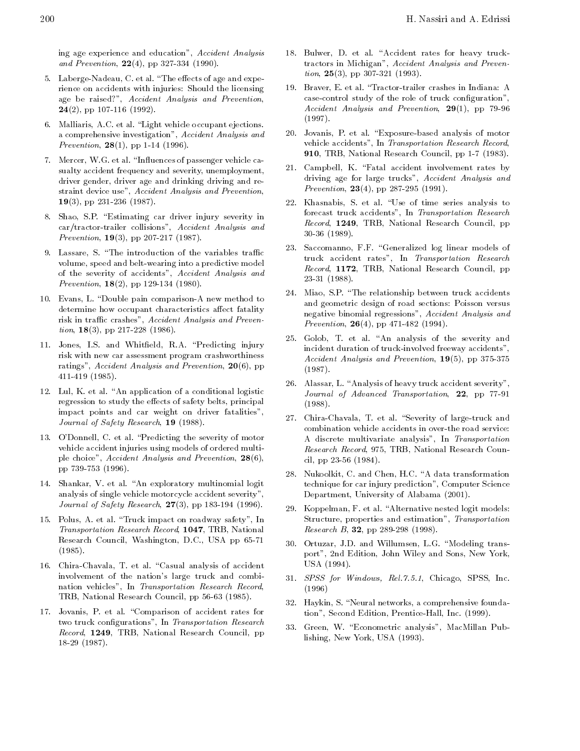ing age experience and education", *Accident Analysis and Prevention*, **22**(4), pp 327-334 (1990).

5. Laberge-Nadeau, C. et al. "The effects of age and experience on accidents with injuries: Should the licensing age be raised?", *Accident Analysis and Prevention*, **24**(2), pp 107-116 (1992).

6. Malliaris, A.C. et al. "Light vehicle occupant ejections. a comprehensive investigation", *Accident Analysis and Prevention*, **28**(1), pp 1-14 (1996).

7. Mercer, W.G. et al. "Influences of passenger vehicle casualty accident frequency and severity, unemployment, driver gender, driver age and drinking driving and restraint device use", *Accident Analysis and Prevention*, **19**(3), pp 231-236 (1987).

8. Shao, S.P. "Estimating car driver injury severity in car/tractor-trailer collisions", *Accident Analysis and Prevention*, **19**(3), pp 207-217 (1987).

9. Lassare, S. "The introduction of the variables traffic volume, speed and belt-wearing into a predictive model of the severity of accidents", *Accident Analysis and Prevention*, **18**(2), pp 129-134 (1980).

10. Evans, L. "Double pain comparison-A new method to determine how occupant characteristics affect fatality risk in traffic crashes", *Accident Analysis and Prevention*, **18**(3), pp 217-228 (1986).

11. Jones, I.S. and Whitfield, R.A. "Predicting injury risk with new car assessment program crashworthiness ratings", *Accident Analysis and Prevention*, **20**(6), pp 411-419 (1985).

12. Lul, K. et al. "An application of a conditional logistic regression to study the effects of safety belts, principal impact points and car weight on driver fatalities", *Journal of Safety Research*, **19** (1988).

13. O'Donnell, C. et al. "Predicting the severity of motor vehicle accident injuries using models of ordered multiple choice", *Accident Analysis and Prevention*, **28**(6), pp 739-753 (1996).

14. Shankar, V. et al. "An exploratory multinomial logit analysis of single vehicle motorcycle accident severity", *Journal of Safety Research*, **27**(3), pp 183-194 (1996).

15. Polus, A. et al. "Truck impact on roadway safety", In *Transportation Research Record*, **1047**, TRB, National Research Council, Washington, D.C., USA pp 65-71 (1985).

16. Chira-Chavala, T. et al. "Casual analysis of accident involvement of the nation's large truck and combination vehicles", In *Transportation Research Record*, TRB, National Research Council, pp 56-63 (1985).

17. Jovanis, P. et al. "Comparison of accident rates for two truck configurations", In *Transportation Research Record*, **1249**, TRB, National Research Council, pp 18-29 (1987).

18. Bulwer, D. et al. "Accident rates for heavy truck-tractors in Michigan", *Accident Analysis and Prevention*, **25**(3), pp 307-321 (1993).

19. Braver, E. et al. "Tractor-trailer crashes in Indiana: A case-control study of the role of truck configuration", *Accident Analysis and Prevention*, **29**(1), pp 79-96 (1997).

20. Jovanis, P. et al. "Exposure-based analysis of motor vehicle accidents", In *Transportation Research Record*, **910**, TRB, National Research Council, pp 1-7 (1983).

21. Campbell, K. "Fatal accident involvement rates by driving age for large trucks", *Accident Analysis and Prevention*, **23**(4), pp 287-295 (1991).

22. Khasnabis, S. et al. "Use of time series analysis to forecast truck accidents", In *Transportation Research Record*, **1249**, TRB, National Research Council, pp 30-36 (1989).

23. Saccomanno, F.F. "Generalized log linear models of truck accident rates", In *Transportation Research Record*, **1172**, TRB, National Research Council, pp 23-31 (1988).

24. Miao, S.P. "The relationship between truck accidents and geometric design of road sections: Poisson versus negative binomial regressions", *Accident Analysis and Prevention*, **26**(4), pp 471-482 (1994).

25. Golob, T. et al. "An analysis of the severity and incident duration of truck-involved freeway accidents", *Accident Analysis and Prevention*, **19**(5), pp 375-375 (1987).

26. Alassar, L. "Analysis of heavy truck accident severity", *Journal of Advanced Transportation*, **22**, pp 77-91 (1988).

27. Chira-Chavala, T. et al. "Severity of large-truck and combination vehicle accidents in over-the road service: A discrete multivariate analysis", In *Transportation Research Record*, 975, TRB, National Research Council, pp 23-56 (1984).

28. Nukoolkit, C. and Chen, H.C. "A data transformation technique for car injury prediction", Computer Science Department, University of Alabama (2001).

29. Koppelman, F. et al. "Alternative nested logit models: Structure, properties and estimation", *Transportation Research B*, **32**, pp 289-298 (1998).

30. Ortuzar, J.D. and Willumsen, L.G. "Modeling transport", 2nd Edition, John Wiley and Sons, New York, USA (1994).

31. *SPSS for Windows, Rel.7.5.1*, Chicago, SPSS, Inc. (1996)

32. Haykin, S. "Neural networks, a comprehensive foundation", Second Edition, Prentice-Hall, Inc. (1999).

33. Green, W. "Econometric analysis", MacMillan Publishing, New York, USA (1993).